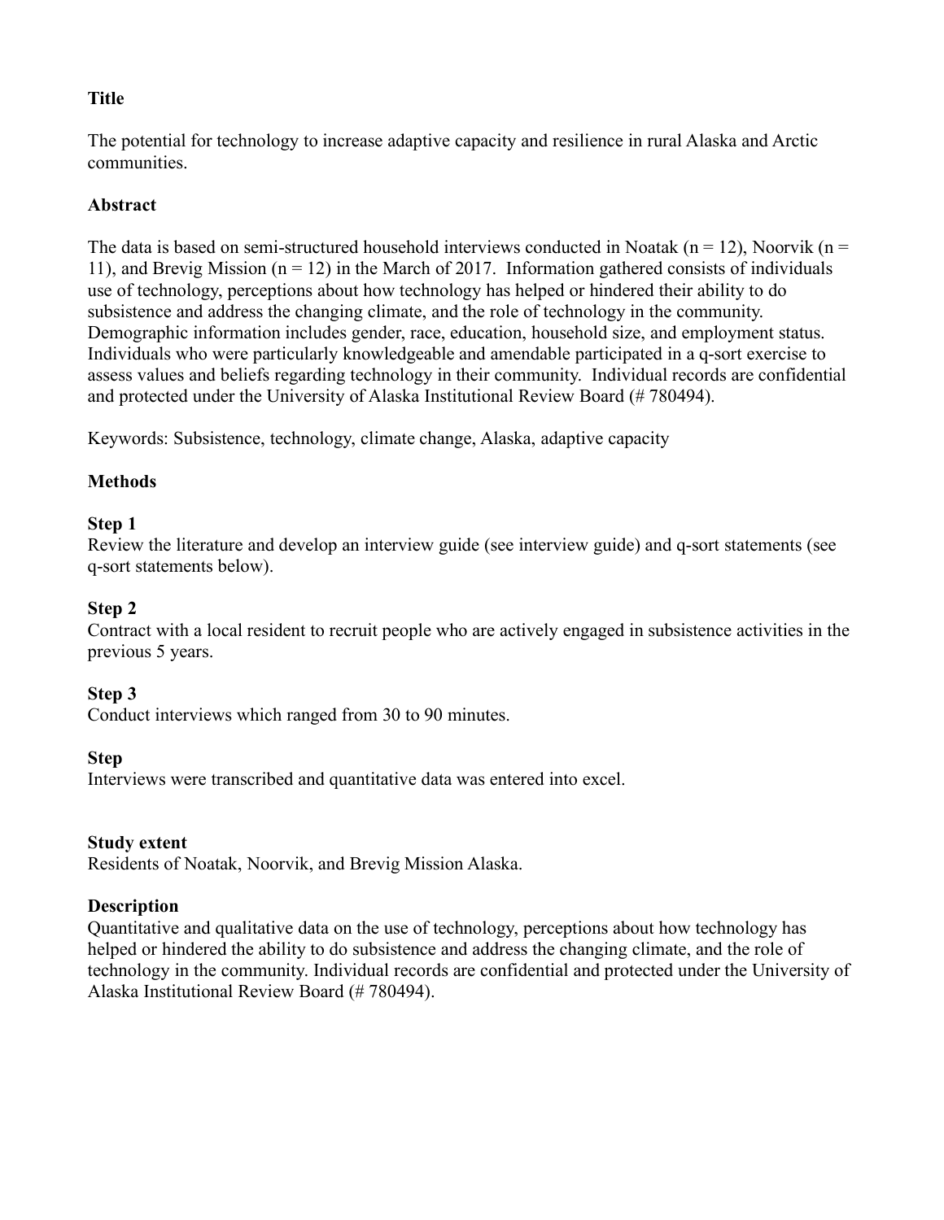**Title**

The potential for technology to increase adaptive capacity and resilience in rural Alaska and Arctic communities.

**Abstract**

The data is based on semi-structured household interviews conducted in Noatak (n = 12), Noorvik (n = 11), and Brevig Mission (n = 12) in the March of 2017. Information gathered consists of individuals use of technology, perceptions about how technology has helped or hindered their ability to do subsistence and address the changing climate, and the role of technology in the community. Demographic information includes gender, race, education, household size, and employment status. Individuals who were particularly knowledgeable and amendable participated in a q-sort exercise to assess values and beliefs regarding technology in their community. Individual records are confidential and protected under the University of Alaska Institutional Review Board (# 780494).

Keywords: Subsistence, technology, climate change, Alaska, adaptive capacity

**Methods**

**Step 1**
Review the literature and develop an interview guide (see interview guide) and q-sort statements (see q-sort statements below).

**Step 2**
Contract with a local resident to recruit people who are actively engaged in subsistence activities in the previous 5 years.

**Step 3**
Conduct interviews which ranged from 30 to 90 minutes.

**Step**
Interviews were transcribed and quantitative data was entered into excel.

**Study extent**
Residents of Noatak, Noorvik, and Brevig Mission Alaska.

**Description**
Quantitative and qualitative data on the use of technology, perceptions about how technology has helped or hindered the ability to do subsistence and address the changing climate, and the role of technology in the community. Individual records are confidential and protected under the University of Alaska Institutional Review Board (# 780494).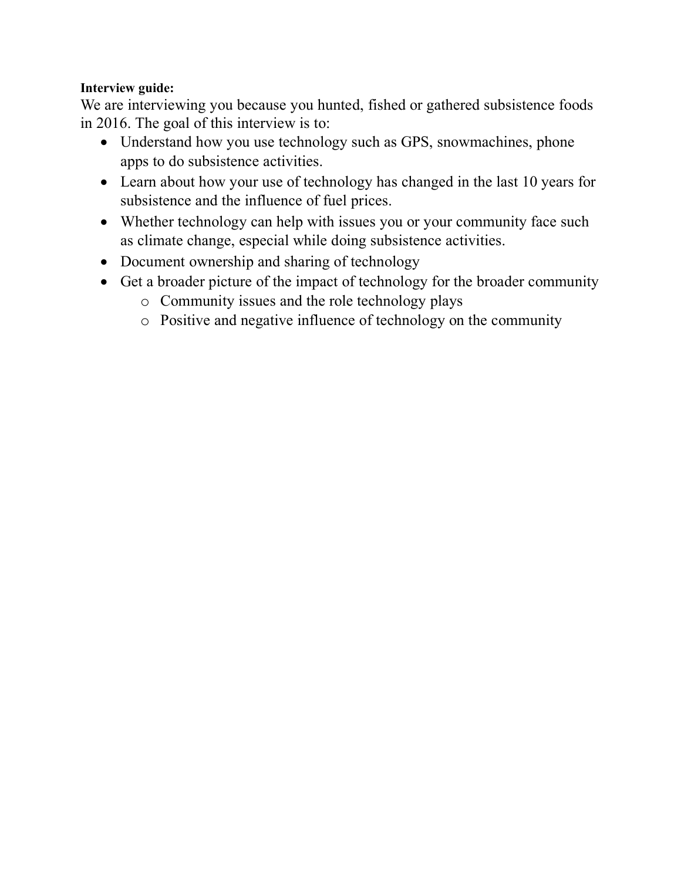**Interview guide:**

We are interviewing you because you hunted, fished or gathered subsistence foods in 2016. The goal of this interview is to:

- Understand how you use technology such as GPS, snowmachines, phone apps to do subsistence activities.
- Learn about how your use of technology has changed in the last 10 years for subsistence and the influence of fuel prices.
- Whether technology can help with issues you or your community face such as climate change, especial while doing subsistence activities.
- Document ownership and sharing of technology
- Get a broader picture of the impact of technology for the broader community
  - Community issues and the role technology plays
  - Positive and negative influence of technology on the community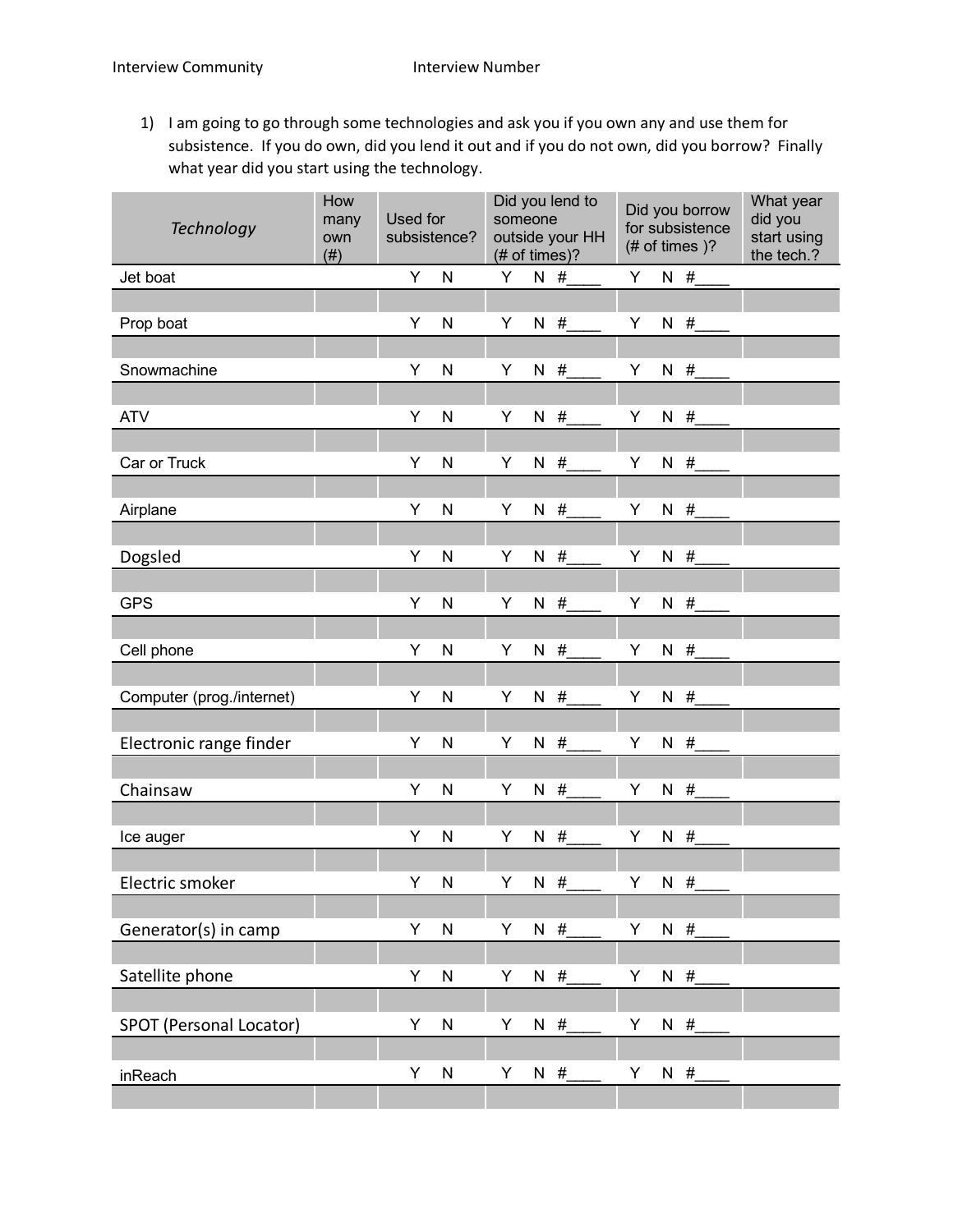Interview Community Interview Number

1) I am going to go through some technologies and ask you if you own any and use them for subsistence. If you do own, did you lend it out and if you do not own, did you borrow? Finally what year did you start using the technology.

| *Technology* | How many own (#) | Used for subsistence? | Did you lend to someone outside your HH (# of times)? | Did you borrow for subsistence (# of times )? | What year did you start using the tech.? |
|---|---|---|---|---|---|
| Jet boat | | Y N | Y N #____ | Y N #____ | |
| Prop boat | | Y N | Y N #____ | Y N #____ | |
| Snowmachine | | Y N | Y N #____ | Y N #____ | |
| ATV | | Y N | Y N #____ | Y N #____ | |
| Car or Truck | | Y N | Y N #____ | Y N #____ | |
| Airplane | | Y N | Y N #____ | Y N #____ | |
| Dogsled | | Y N | Y N #____ | Y N #____ | |
| GPS | | Y N | Y N #____ | Y N #____ | |
| Cell phone | | Y N | Y N #____ | Y N #____ | |
| Computer (prog./internet) | | Y N | Y N #____ | Y N #____ | |
| Electronic range finder | | Y N | Y N #____ | Y N #____ | |
| Chainsaw | | Y N | Y N #____ | Y N #____ | |
| Ice auger | | Y N | Y N #____ | Y N #____ | |
| Electric smoker | | Y N | Y N #____ | Y N #____ | |
| Generator(s) in camp | | Y N | Y N #____ | Y N #____ | |
| Satellite phone | | Y N | Y N #____ | Y N #____ | |
| SPOT (Personal Locator) | | Y N | Y N #____ | Y N #____ | |
| inReach | | Y N | Y N #____ | Y N #____ | |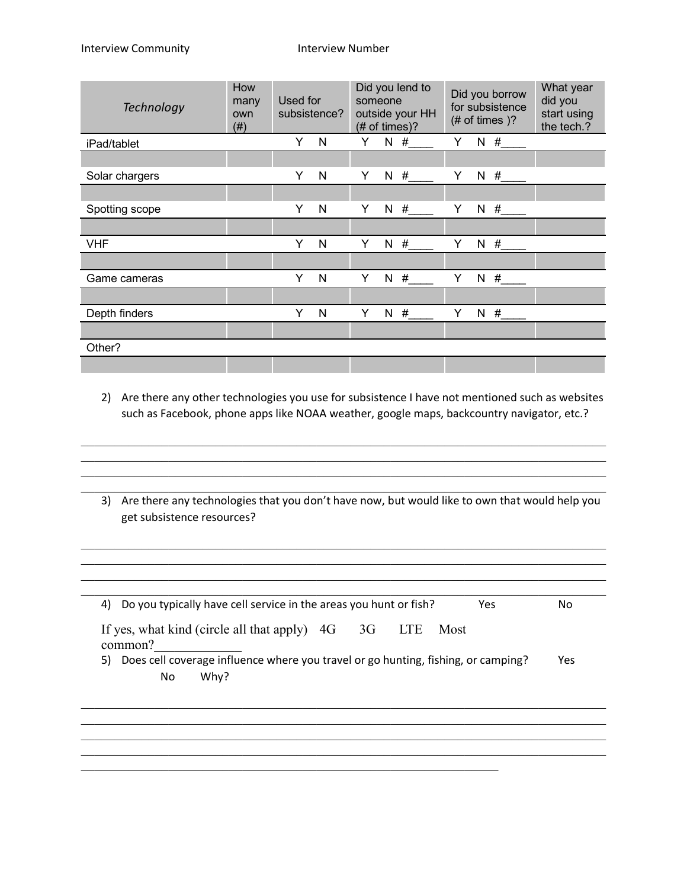Interview Community Interview Number

| *Technology* | How many own (#) | Used for subsistence? | Did you lend to someone outside your HH (# of times)? | Did you borrow for subsistence (# of times )? | What year did you start using the tech.? |
|---|---|---|---|---|---|
| iPad/tablet | | Y N | Y N #____ | Y N #____ | |
| | | | | | |
| Solar chargers | | Y N | Y N #____ | Y N #____ | |
| | | | | | |
| Spotting scope | | Y N | Y N #____ | Y N #____ | |
| | | | | | |
| VHF | | Y N | Y N #____ | Y N #____ | |
| | | | | | |
| Game cameras | | Y N | Y N #____ | Y N #____ | |
| | | | | | |
| Depth finders | | Y N | Y N #____ | Y N #____ | |
| | | | | | |
| Other? | | | | | |
| | | | | | |

2) Are there any other technologies you use for subsistence I have not mentioned such as websites such as Facebook, phone apps like NOAA weather, google maps, backcountry navigator, etc.?

______________________________________________________________________________

______________________________________________________________________________

______________________________________________________________________________

______________________________________________________________________________

3) Are there any technologies that you don't have now, but would like to own that would help you get subsistence resources?

______________________________________________________________________________

______________________________________________________________________________

______________________________________________________________________________

______________________________________________________________________________

4) Do you typically have cell service in the areas you hunt or fish? Yes No

If yes, what kind (circle all that apply) 4G 3G LTE Most common?_____________

5) Does cell coverage influence where you travel or go hunting, fishing, or camping? Yes No Why?

______________________________________________________________________________

______________________________________________________________________________

______________________________________________________________________________

______________________________________________________________________________

________________________________________________________________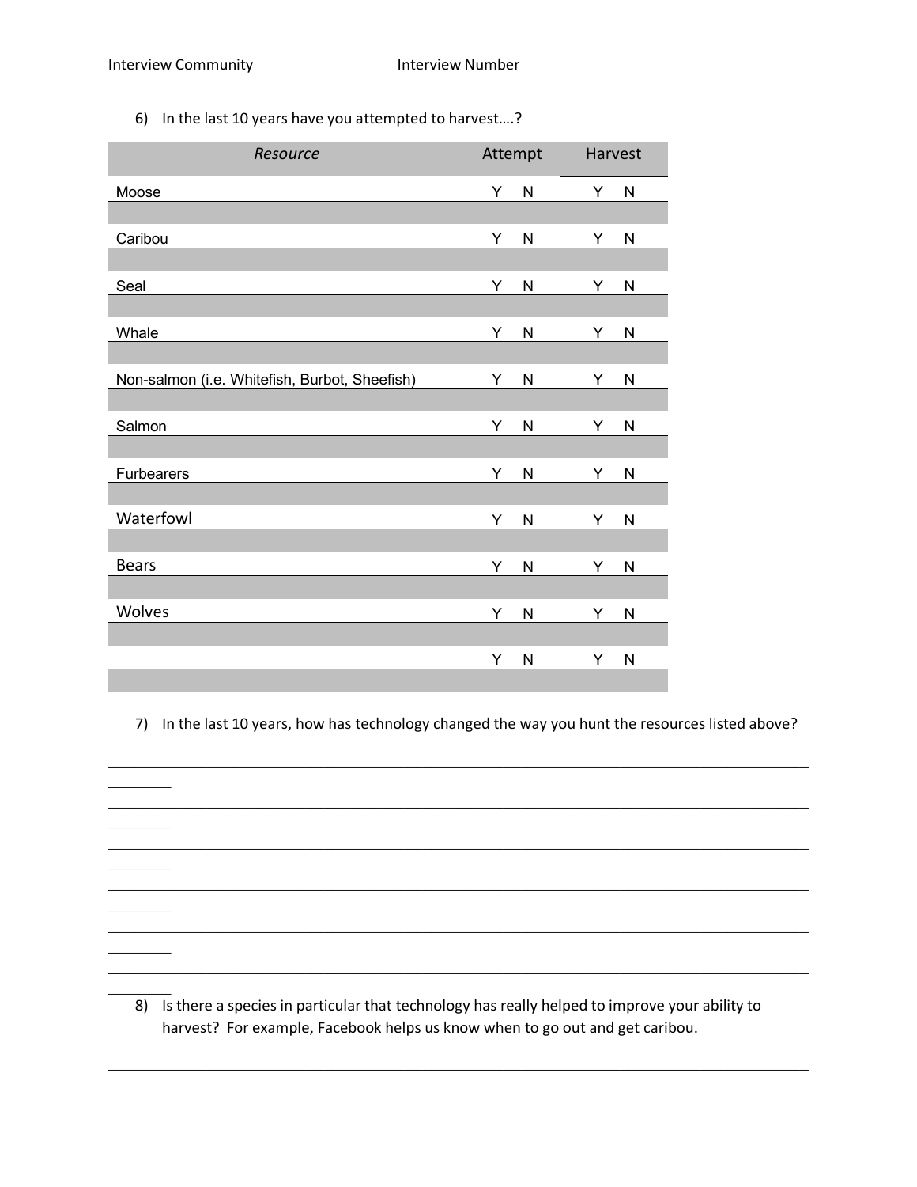Interview Community Interview Number

6) In the last 10 years have you attempted to harvest….?

| *Resource* | Attempt | Harvest |
|---|---|---|
| Moose | Y N | Y N |
| Caribou | Y N | Y N |
| Seal | Y N | Y N |
| Whale | Y N | Y N |
| Non-salmon (i.e. Whitefish, Burbot, Sheefish) | Y N | Y N |
| Salmon | Y N | Y N |
| Furbearers | Y N | Y N |
| Waterfowl | Y N | Y N |
| Bears | Y N | Y N |
| Wolves | Y N | Y N |
| | Y N | Y N |

7) In the last 10 years, how has technology changed the way you hunt the resources listed above?

______________________________________________________________________________

______________________________________________________________________________

______________________________________________________________________________

______________________________________________________________________________

______________________________________________________________________________

______________________________________________________________________________

8) Is there a species in particular that technology has really helped to improve your ability to harvest? For example, Facebook helps us know when to go out and get caribou.

______________________________________________________________________________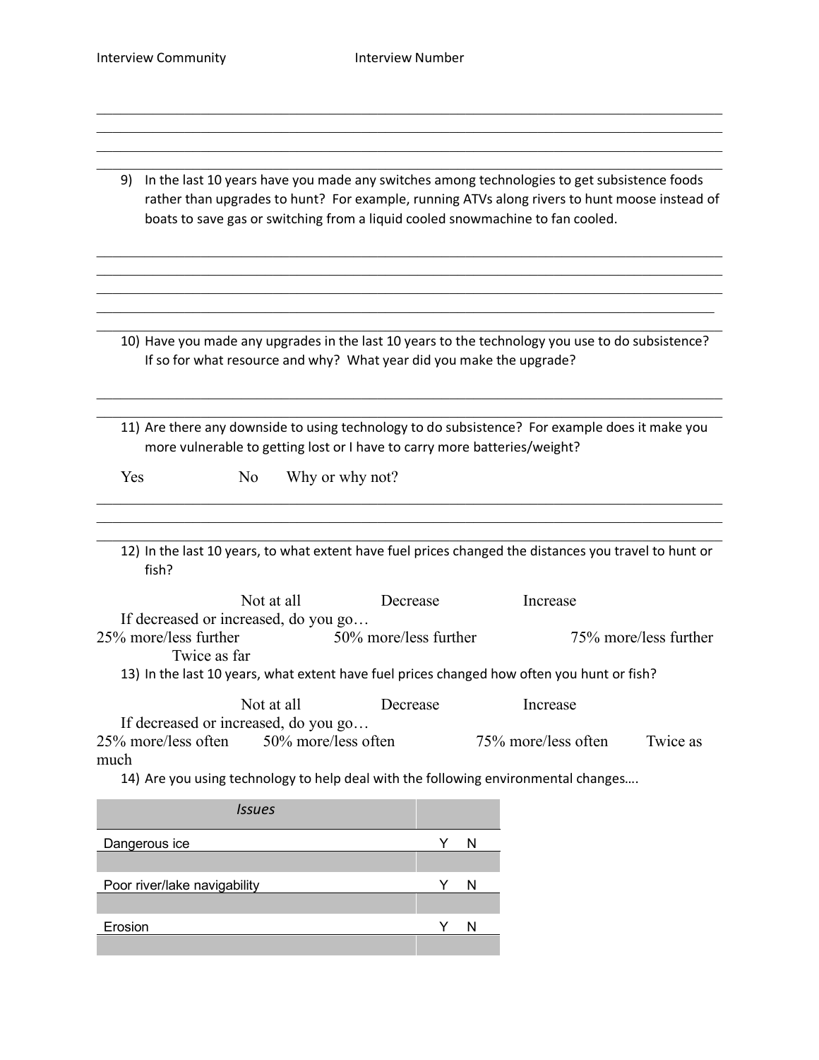Interview Community Interview Number

9) In the last 10 years have you made any switches among technologies to get subsistence foods rather than upgrades to hunt? For example, running ATVs along rivers to hunt moose instead of boats to save gas or switching from a liquid cooled snowmachine to fan cooled.

10) Have you made any upgrades in the last 10 years to the technology you use to do subsistence? If so for what resource and why? What year did you make the upgrade?

11) Are there any downside to using technology to do subsistence? For example does it make you more vulnerable to getting lost or I have to carry more batteries/weight?

Yes No Why or why not?

12) In the last 10 years, to what extent have fuel prices changed the distances you travel to hunt or fish?

Not at all Decrease Increase

If decreased or increased, do you go…

25% more/less further 50% more/less further 75% more/less further Twice as far

13) In the last 10 years, what extent have fuel prices changed how often you hunt or fish?

Not at all Decrease Increase

If decreased or increased, do you go…

25% more/less often 50% more/less often 75% more/less often Twice as much

14) Are you using technology to help deal with the following environmental changes….

| *Issues* | |
| --- | --- |
| Dangerous ice | Y N |
| | |
| Poor river/lake navigability | Y N |
| | |
| Erosion | Y N |
| | |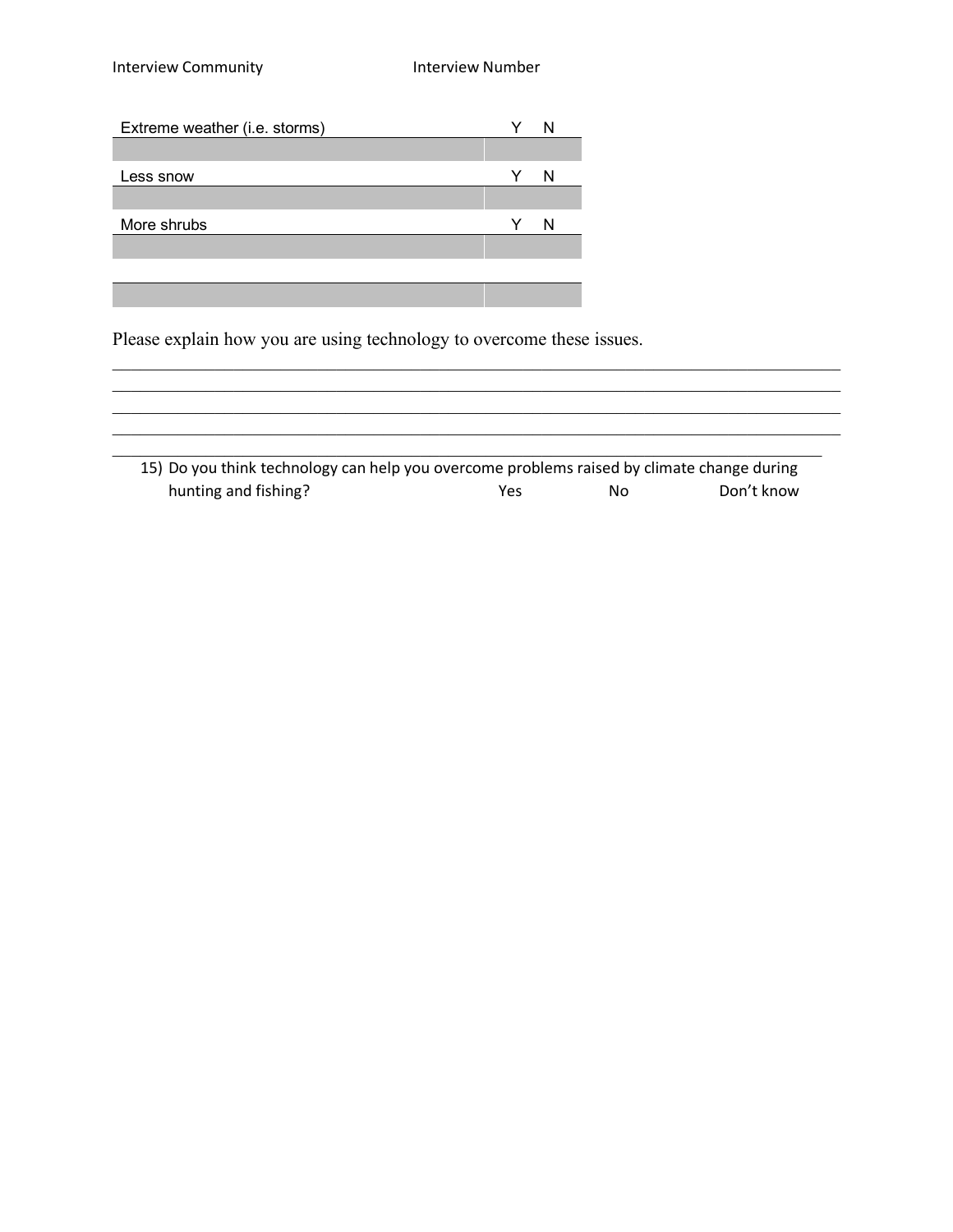Interview Community    Interview Number

| Extreme weather (i.e. storms) | Y N |
|---|---|
| | |
| Less snow | Y N |
| | |
| More shrubs | Y N |
| | |
| | |
| | |

Please explain how you are using technology to overcome these issues.

_______________________________________________________________________________

_______________________________________________________________________________

_______________________________________________________________________________

_______________________________________________________________________________

_______________________________________________________________________________

15) Do you think technology can help you overcome problems raised by climate change during hunting and fishing?    Yes    No    Don't know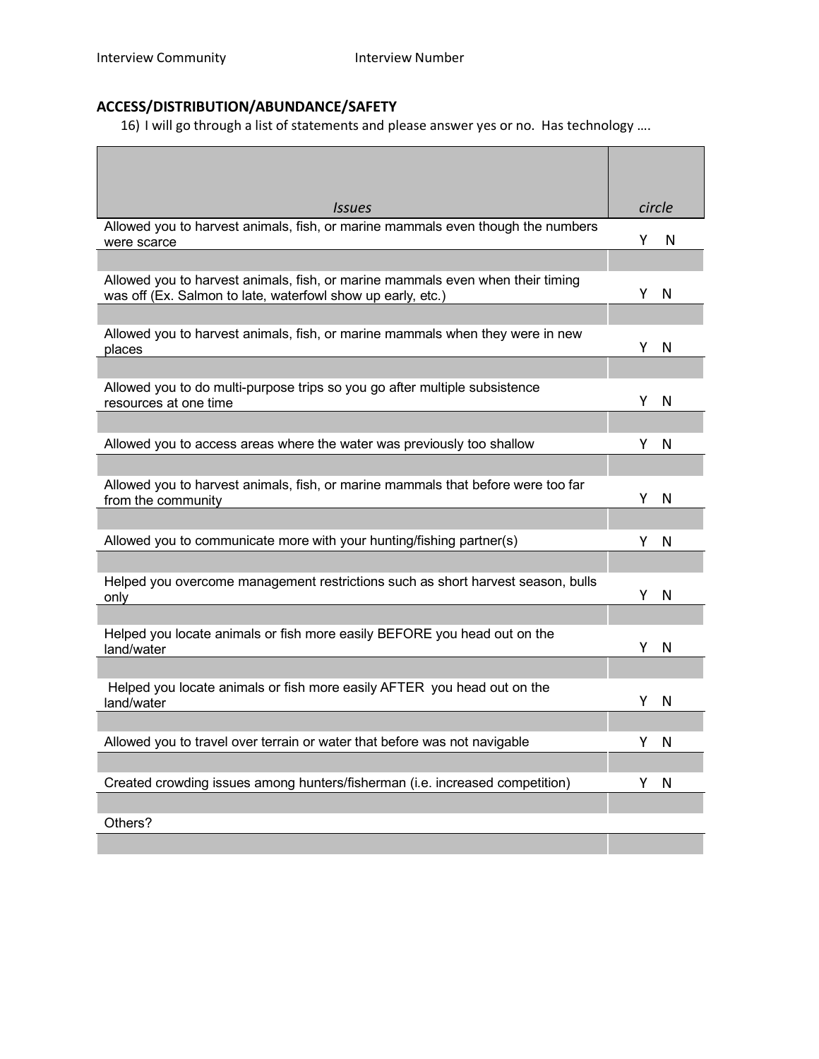Interview Community Interview Number

## ACCESS/DISTRIBUTION/ABUNDANCE/SAFETY

16) I will go through a list of statements and please answer yes or no. Has technology ….

| *Issues* | *circle* |
|---|---|
| Allowed you to harvest animals, fish, or marine mammals even though the numbers were scarce | Y N |
| | |
| Allowed you to harvest animals, fish, or marine mammals even when their timing was off (Ex. Salmon to late, waterfowl show up early, etc.) | Y N |
| | |
| Allowed you to harvest animals, fish, or marine mammals when they were in new places | Y N |
| | |
| Allowed you to do multi-purpose trips so you go after multiple subsistence resources at one time | Y N |
| | |
| Allowed you to access areas where the water was previously too shallow | Y N |
| | |
| Allowed you to harvest animals, fish, or marine mammals that before were too far from the community | Y N |
| | |
| Allowed you to communicate more with your hunting/fishing partner(s) | Y N |
| | |
| Helped you overcome management restrictions such as short harvest season, bulls only | Y N |
| | |
| Helped you locate animals or fish more easily BEFORE you head out on the land/water | Y N |
| | |
| Helped you locate animals or fish more easily AFTER you head out on the land/water | Y N |
| | |
| Allowed you to travel over terrain or water that before was not navigable | Y N |
| | |
| Created crowding issues among hunters/fisherman (i.e. increased competition) | Y N |
| | |
| Others? | |
| | |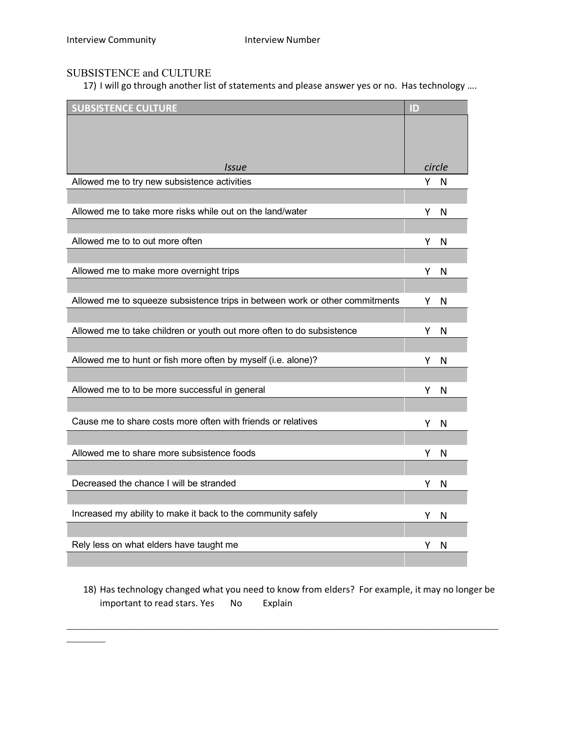Interview Community Interview Number

## SUBSISTENCE and CULTURE

17) I will go through another list of statements and please answer yes or no. Has technology ….

| SUBSISTENCE CULTURE *Issue* | ID *circle* |
|---|---|
| Allowed me to try new subsistence activities | Y N |
| | |
| Allowed me to take more risks while out on the land/water | Y N |
| | |
| Allowed me to to out more often | Y N |
| | |
| Allowed me to make more overnight trips | Y N |
| | |
| Allowed me to squeeze subsistence trips in between work or other commitments | Y N |
| | |
| Allowed me to take children or youth out more often to do subsistence | Y N |
| | |
| Allowed me to hunt or fish more often by myself (i.e. alone)? | Y N |
| | |
| Allowed me to to be more successful in general | Y N |
| | |
| Cause me to share costs more often with friends or relatives | Y N |
| | |
| Allowed me to share more subsistence foods | Y N |
| | |
| Decreased the chance I will be stranded | Y N |
| | |
| Increased my ability to make it back to the community safely | Y N |
| | |
| Rely less on what elders have taught me | Y N |
| | |

18) Has technology changed what you need to know from elders? For example, it may no longer be important to read stars. Yes No Explain

________________________________________________________________________________________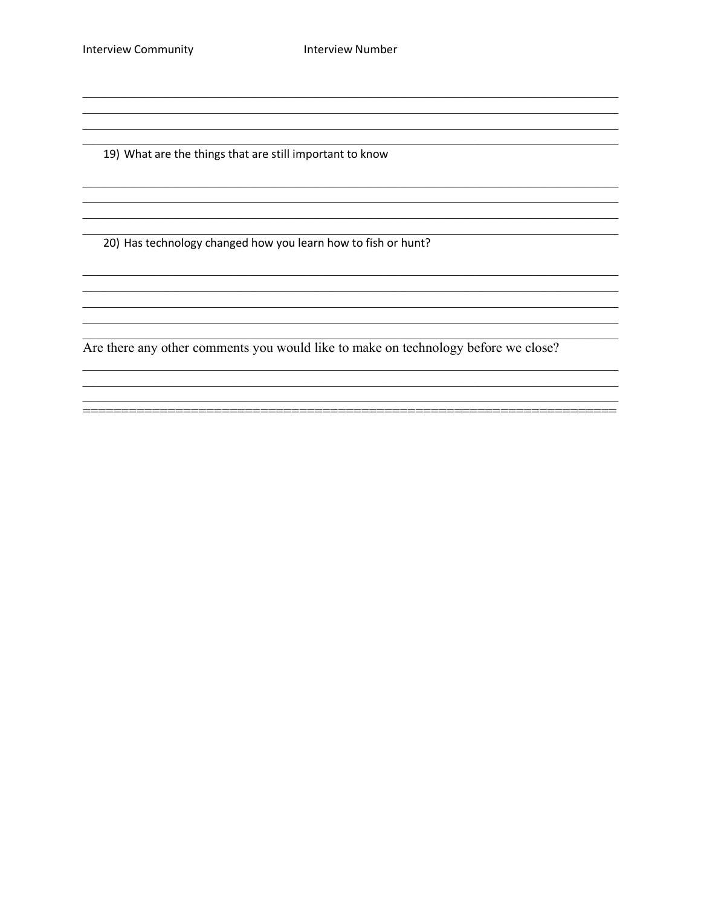Interview Community Interview Number

19) What are the things that are still important to know

20) Has technology changed how you learn how to fish or hunt?

Are there any other comments you would like to make on technology before we close?

==========================================================================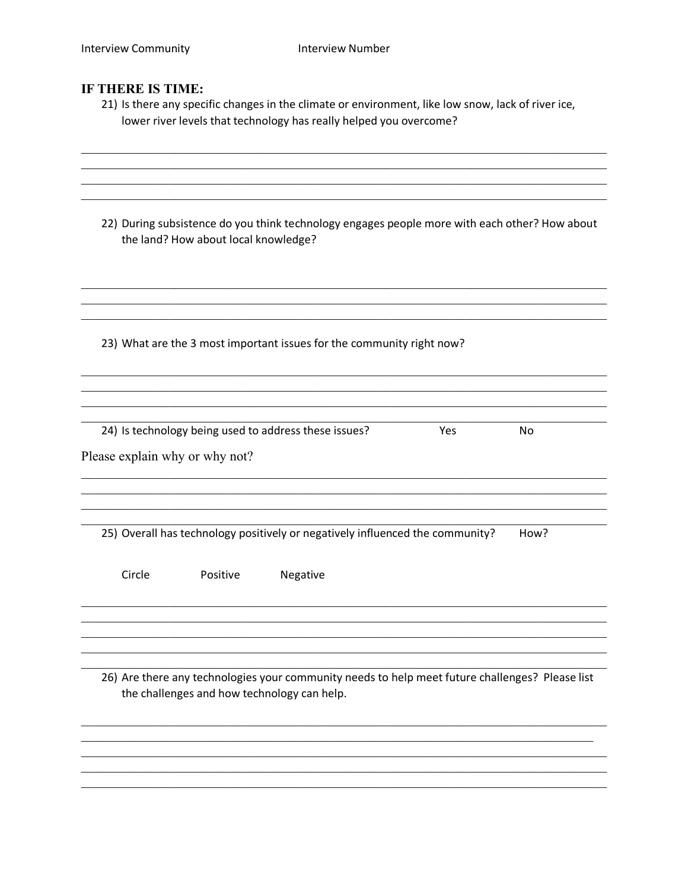Interview Community Interview Number

**IF THERE IS TIME:**

21) Is there any specific changes in the climate or environment, like low snow, lack of river ice, lower river levels that technology has really helped you overcome?

22) During subsistence do you think technology engages people more with each other? How about the land? How about local knowledge?

23) What are the 3 most important issues for the community right now?

24) Is technology being used to address these issues? Yes No

Please explain why or why not?

25) Overall has technology positively or negatively influenced the community? How?

Circle Positive Negative

26) Are there any technologies your community needs to help meet future challenges? Please list the challenges and how technology can help.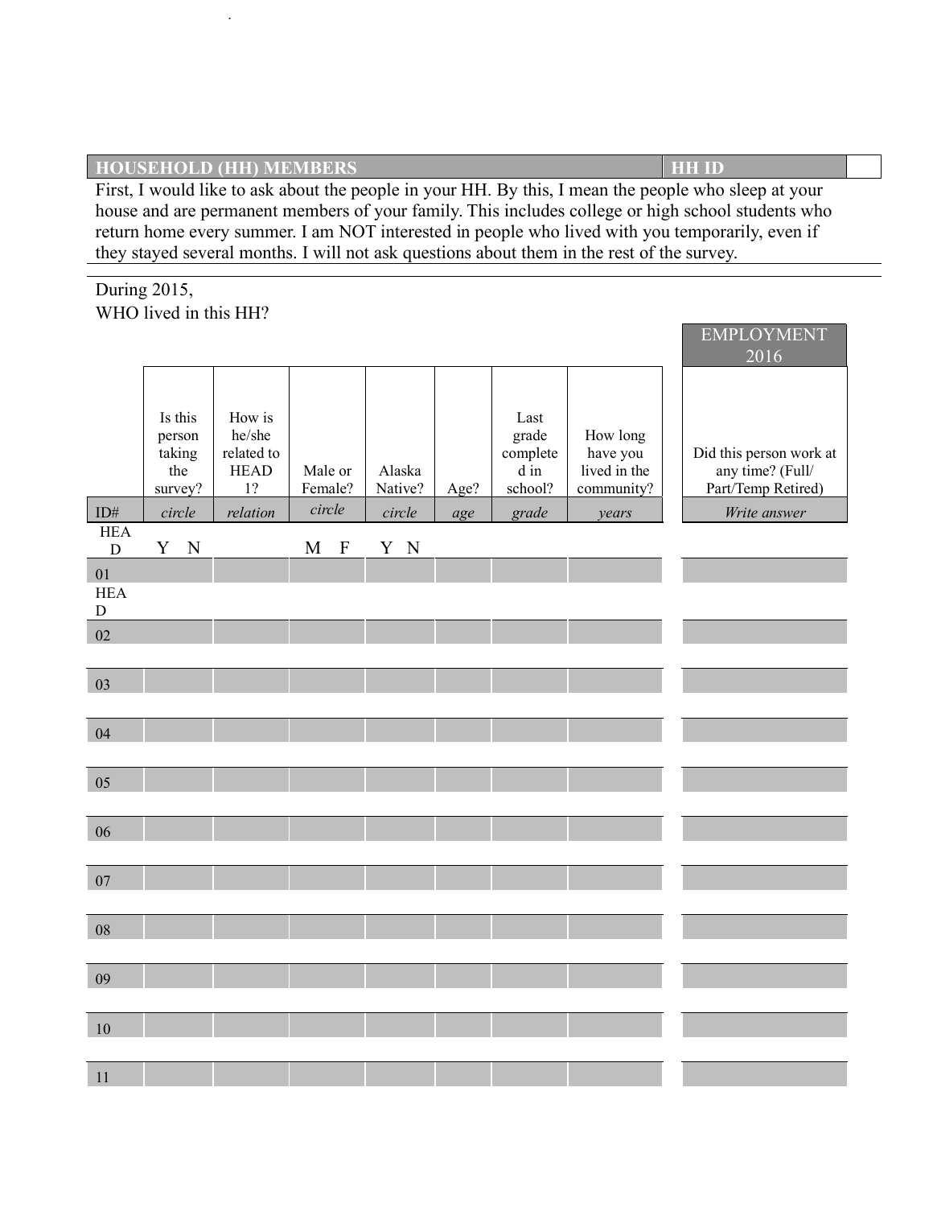| HOUSEHOLD (HH) MEMBERS | HH ID | |
|---|---|---|

First, I would like to ask about the people in your HH. By this, I mean the people who sleep at your house and are permanent members of your family. This includes college or high school students who return home every summer. I am NOT interested in people who lived with you temporarily, even if they stayed several months. I will not ask questions about them in the rest of the survey.

During 2015,
WHO lived in this HH?

| | | | | | | | | EMPLOYMENT 2016 |
|---|---|---|---|---|---|---|---|---|
| | Is this person taking the survey? | How is he/she related to HEAD 1? | Male or Female? | Alaska Native? | Age? | Last grade completed in school? | How long have you lived in the community? | Did this person work at any time? (Full/ Part/Temp Retired) |
| ID# | *circle* | *relation* | *circle* | *circle* | *age* | *grade* | *years* | *Write answer* |
| HEAD | Y N | | M F | Y N | | | | |
| 01 HEAD | | | | | | | | |
| 02 | | | | | | | | |
| 03 | | | | | | | | |
| 04 | | | | | | | | |
| 05 | | | | | | | | |
| 06 | | | | | | | | |
| 07 | | | | | | | | |
| 08 | | | | | | | | |
| 09 | | | | | | | | |
| 10 | | | | | | | | |
| 11 | | | | | | | | |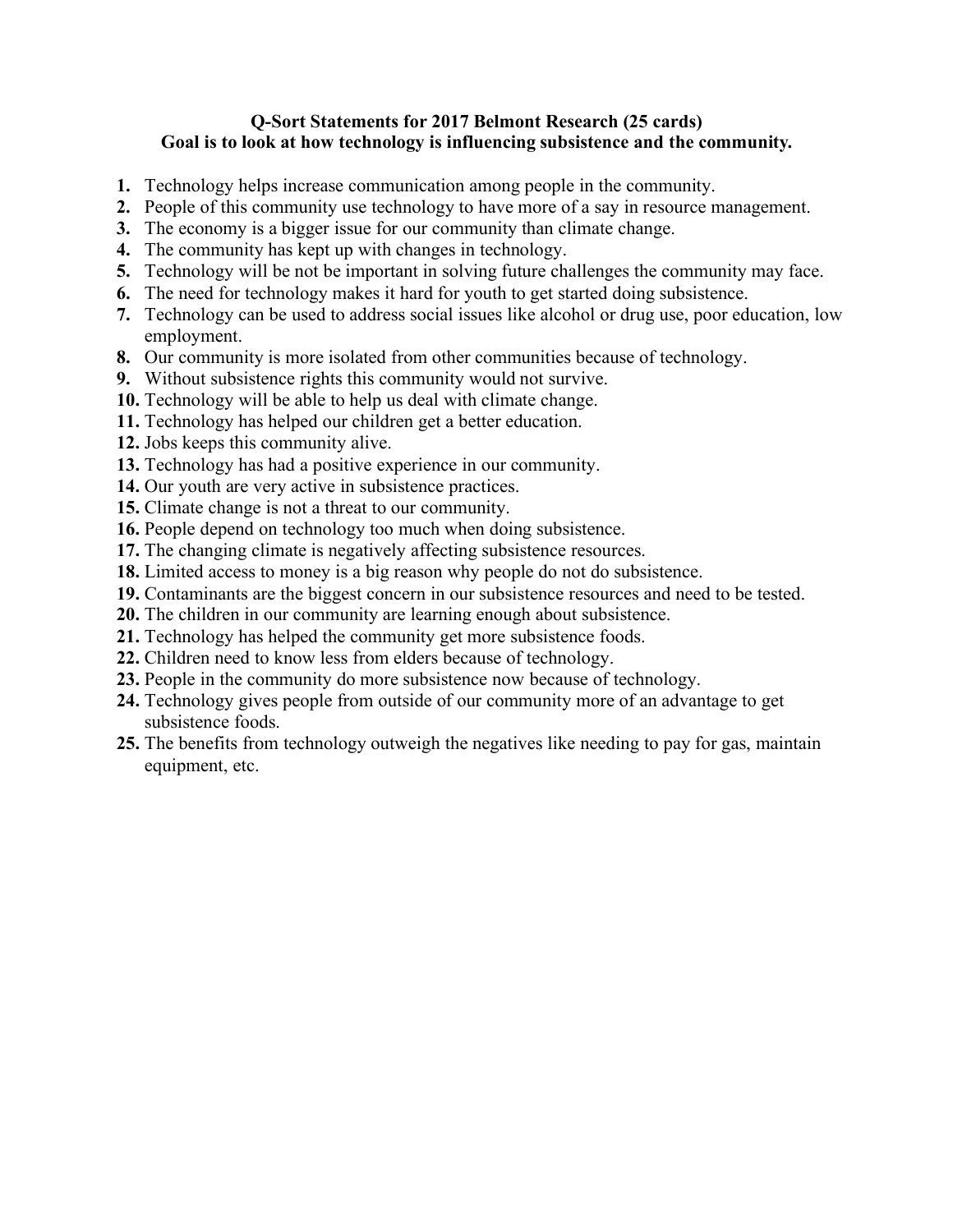**Q-Sort Statements for 2017 Belmont Research (25 cards)**
**Goal is to look at how technology is influencing subsistence and the community.**

1. Technology helps increase communication among people in the community.
2. People of this community use technology to have more of a say in resource management.
3. The economy is a bigger issue for our community than climate change.
4. The community has kept up with changes in technology.
5. Technology will be not be important in solving future challenges the community may face.
6. The need for technology makes it hard for youth to get started doing subsistence.
7. Technology can be used to address social issues like alcohol or drug use, poor education, low employment.
8. Our community is more isolated from other communities because of technology.
9. Without subsistence rights this community would not survive.
10. Technology will be able to help us deal with climate change.
11. Technology has helped our children get a better education.
12. Jobs keeps this community alive.
13. Technology has had a positive experience in our community.
14. Our youth are very active in subsistence practices.
15. Climate change is not a threat to our community.
16. People depend on technology too much when doing subsistence.
17. The changing climate is negatively affecting subsistence resources.
18. Limited access to money is a big reason why people do not do subsistence.
19. Contaminants are the biggest concern in our subsistence resources and need to be tested.
20. The children in our community are learning enough about subsistence.
21. Technology has helped the community get more subsistence foods.
22. Children need to know less from elders because of technology.
23. People in the community do more subsistence now because of technology.
24. Technology gives people from outside of our community more of an advantage to get subsistence foods.
25. The benefits from technology outweigh the negatives like needing to pay for gas, maintain equipment, etc.